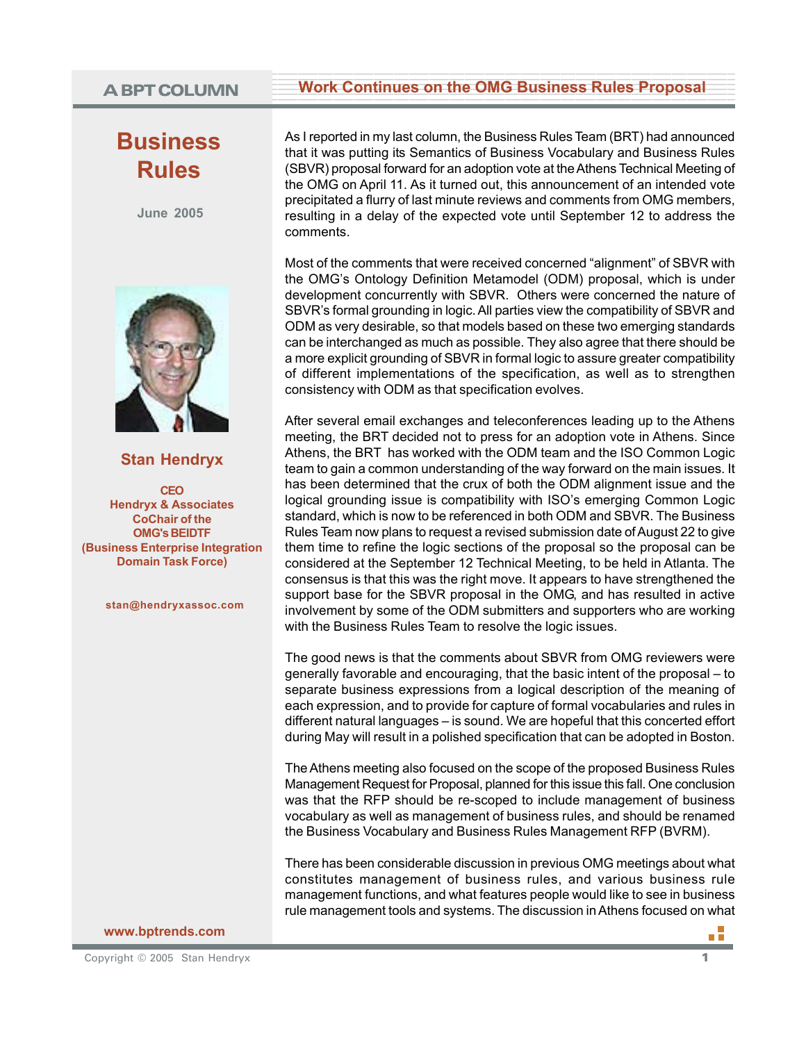A BPT COLUMN

# Work Continues on the OMG Business Rules Proposal

## Business Rules

June 2005

**Stan Hendryx**

**CEO**
**Hendryx & Associates**
**CoChair of the OMG's BEIDTF (Business Enterprise Integration Domain Task Force)**

stan@hendryxassoc.com

As I reported in my last column, the Business Rules Team (BRT) had announced that it was putting its Semantics of Business Vocabulary and Business Rules (SBVR) proposal forward for an adoption vote at the Athens Technical Meeting of the OMG on April 11. As it turned out, this announcement of an intended vote precipitated a flurry of last minute reviews and comments from OMG members, resulting in a delay of the expected vote until September 12 to address the comments.

Most of the comments that were received concerned "alignment" of SBVR with the OMG's Ontology Definition Metamodel (ODM) proposal, which is under development concurrently with SBVR. Others were concerned the nature of SBVR's formal grounding in logic. All parties view the compatibility of SBVR and ODM as very desirable, so that models based on these two emerging standards can be interchanged as much as possible. They also agree that there should be a more explicit grounding of SBVR in formal logic to assure greater compatibility of different implementations of the specification, as well as to strengthen consistency with ODM as that specification evolves.

After several email exchanges and teleconferences leading up to the Athens meeting, the BRT decided not to press for an adoption vote in Athens. Since Athens, the BRT has worked with the ODM team and the ISO Common Logic team to gain a common understanding of the way forward on the main issues. It has been determined that the crux of both the ODM alignment issue and the logical grounding issue is compatibility with ISO's emerging Common Logic standard, which is now to be referenced in both ODM and SBVR. The Business Rules Team now plans to request a revised submission date of August 22 to give them time to refine the logic sections of the proposal so the proposal can be considered at the September 12 Technical Meeting, to be held in Atlanta. The consensus is that this was the right move. It appears to have strengthened the support base for the SBVR proposal in the OMG, and has resulted in active involvement by some of the ODM submitters and supporters who are working with the Business Rules Team to resolve the logic issues.

The good news is that the comments about SBVR from OMG reviewers were generally favorable and encouraging, that the basic intent of the proposal – to separate business expressions from a logical description of the meaning of each expression, and to provide for capture of formal vocabularies and rules in different natural languages – is sound. We are hopeful that this concerted effort during May will result in a polished specification that can be adopted in Boston.

The Athens meeting also focused on the scope of the proposed Business Rules Management Request for Proposal, planned for this issue this fall. One conclusion was that the RFP should be re-scoped to include management of business vocabulary as well as management of business rules, and should be renamed the Business Vocabulary and Business Rules Management RFP (BVRM).

There has been considerable discussion in previous OMG meetings about what constitutes management of business rules, and various business rule management functions, and what features people would like to see in business rule management tools and systems. The discussion in Athens focused on what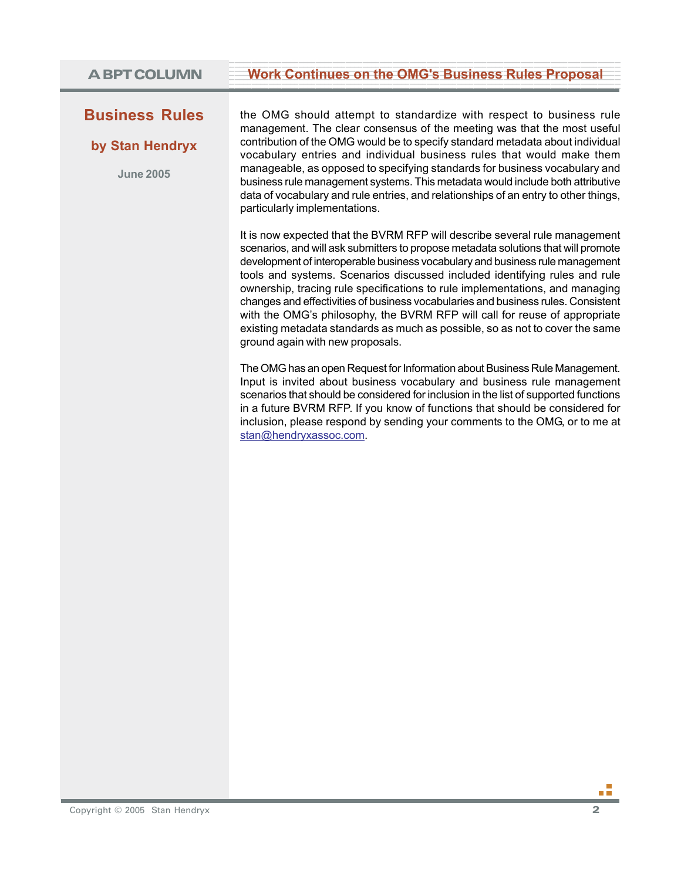the OMG should attempt to standardize with respect to business rule management. The clear consensus of the meeting was that the most useful contribution of the OMG would be to specify standard metadata about individual vocabulary entries and individual business rules that would make them manageable, as opposed to specifying standards for business vocabulary and business rule management systems. This metadata would include both attributive data of vocabulary and rule entries, and relationships of an entry to other things, particularly implementations.

It is now expected that the BVRM RFP will describe several rule management scenarios, and will ask submitters to propose metadata solutions that will promote development of interoperable business vocabulary and business rule management tools and systems. Scenarios discussed included identifying rules and rule ownership, tracing rule specifications to rule implementations, and managing changes and effectivities of business vocabularies and business rules. Consistent with the OMG's philosophy, the BVRM RFP will call for reuse of appropriate existing metadata standards as much as possible, so as not to cover the same ground again with new proposals.

The OMG has an open Request for Information about Business Rule Management. Input is invited about business vocabulary and business rule management scenarios that should be considered for inclusion in the list of supported functions in a future BVRM RFP. If you know of functions that should be considered for inclusion, please respond by sending your comments to the OMG, or to me at stan@hendryxassoc.com.